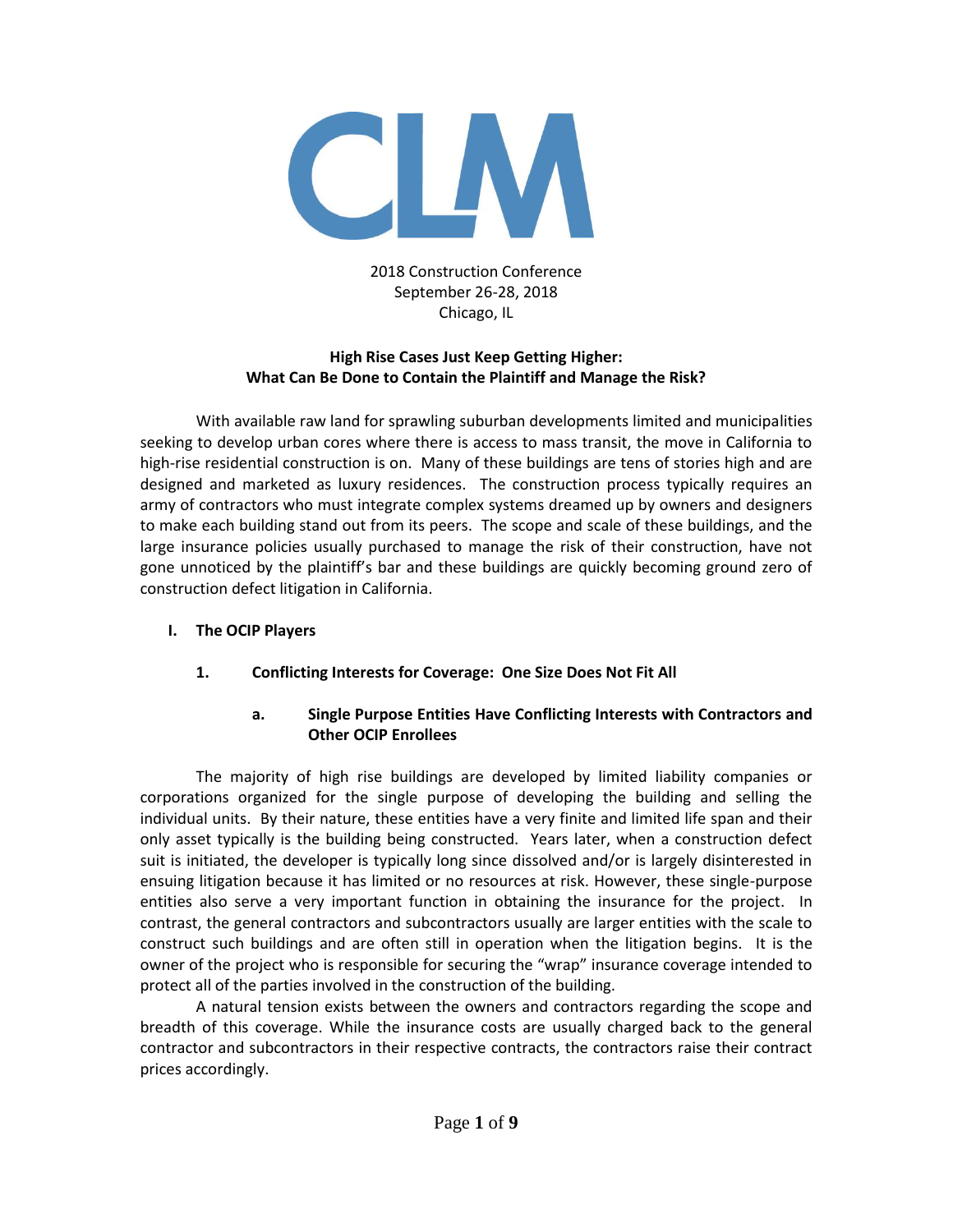CLM

2018 Construction Conference
September 26-28, 2018
Chicago, IL

# High Rise Cases Just Keep Getting Higher: What Can Be Done to Contain the Plaintiff and Manage the Risk?

With available raw land for sprawling suburban developments limited and municipalities seeking to develop urban cores where there is access to mass transit, the move in California to high-rise residential construction is on. Many of these buildings are tens of stories high and are designed and marketed as luxury residences. The construction process typically requires an army of contractors who must integrate complex systems dreamed up by owners and designers to make each building stand out from its peers. The scope and scale of these buildings, and the large insurance policies usually purchased to manage the risk of their construction, have not gone unnoticed by the plaintiff's bar and these buildings are quickly becoming ground zero of construction defect litigation in California.

## I. The OCIP Players

### 1. Conflicting Interests for Coverage: One Size Does Not Fit All

#### a. Single Purpose Entities Have Conflicting Interests with Contractors and Other OCIP Enrollees

The majority of high rise buildings are developed by limited liability companies or corporations organized for the single purpose of developing the building and selling the individual units. By their nature, these entities have a very finite and limited life span and their only asset typically is the building being constructed. Years later, when a construction defect suit is initiated, the developer is typically long since dissolved and/or is largely disinterested in ensuing litigation because it has limited or no resources at risk. However, these single-purpose entities also serve a very important function in obtaining the insurance for the project. In contrast, the general contractors and subcontractors usually are larger entities with the scale to construct such buildings and are often still in operation when the litigation begins. It is the owner of the project who is responsible for securing the "wrap" insurance coverage intended to protect all of the parties involved in the construction of the building.

A natural tension exists between the owners and contractors regarding the scope and breadth of this coverage. While the insurance costs are usually charged back to the general contractor and subcontractors in their respective contracts, the contractors raise their contract prices accordingly.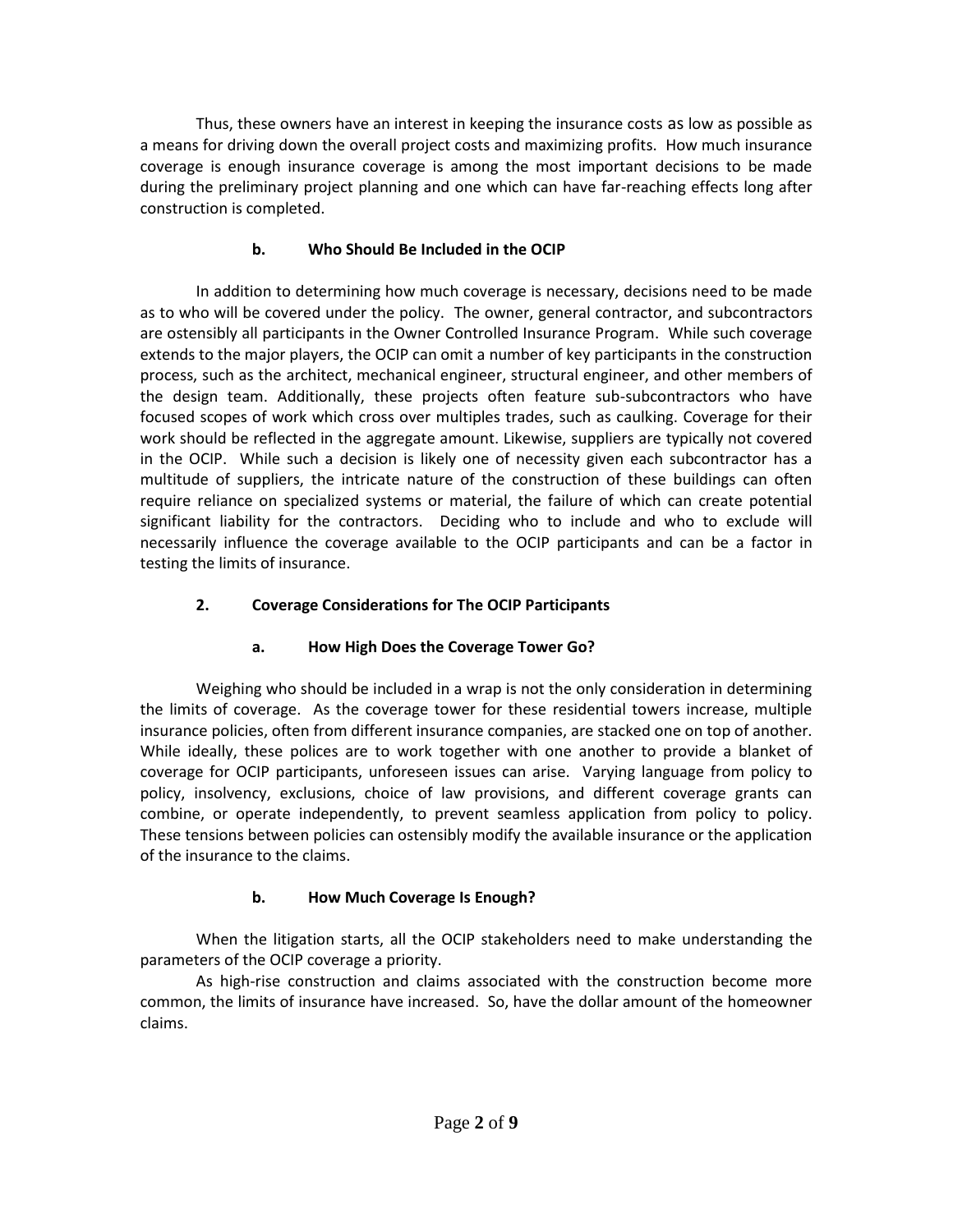Thus, these owners have an interest in keeping the insurance costs as low as possible as a means for driving down the overall project costs and maximizing profits. How much insurance coverage is enough insurance coverage is among the most important decisions to be made during the preliminary project planning and one which can have far-reaching effects long after construction is completed.

### b. Who Should Be Included in the OCIP

In addition to determining how much coverage is necessary, decisions need to be made as to who will be covered under the policy. The owner, general contractor, and subcontractors are ostensibly all participants in the Owner Controlled Insurance Program. While such coverage extends to the major players, the OCIP can omit a number of key participants in the construction process, such as the architect, mechanical engineer, structural engineer, and other members of the design team. Additionally, these projects often feature sub-subcontractors who have focused scopes of work which cross over multiples trades, such as caulking. Coverage for their work should be reflected in the aggregate amount. Likewise, suppliers are typically not covered in the OCIP. While such a decision is likely one of necessity given each subcontractor has a multitude of suppliers, the intricate nature of the construction of these buildings can often require reliance on specialized systems or material, the failure of which can create potential significant liability for the contractors. Deciding who to include and who to exclude will necessarily influence the coverage available to the OCIP participants and can be a factor in testing the limits of insurance.

## 2. Coverage Considerations for The OCIP Participants

### a. How High Does the Coverage Tower Go?

Weighing who should be included in a wrap is not the only consideration in determining the limits of coverage. As the coverage tower for these residential towers increase, multiple insurance policies, often from different insurance companies, are stacked one on top of another. While ideally, these polices are to work together with one another to provide a blanket of coverage for OCIP participants, unforeseen issues can arise. Varying language from policy to policy, insolvency, exclusions, choice of law provisions, and different coverage grants can combine, or operate independently, to prevent seamless application from policy to policy. These tensions between policies can ostensibly modify the available insurance or the application of the insurance to the claims.

### b. How Much Coverage Is Enough?

When the litigation starts, all the OCIP stakeholders need to make understanding the parameters of the OCIP coverage a priority.

As high-rise construction and claims associated with the construction become more common, the limits of insurance have increased. So, have the dollar amount of the homeowner claims.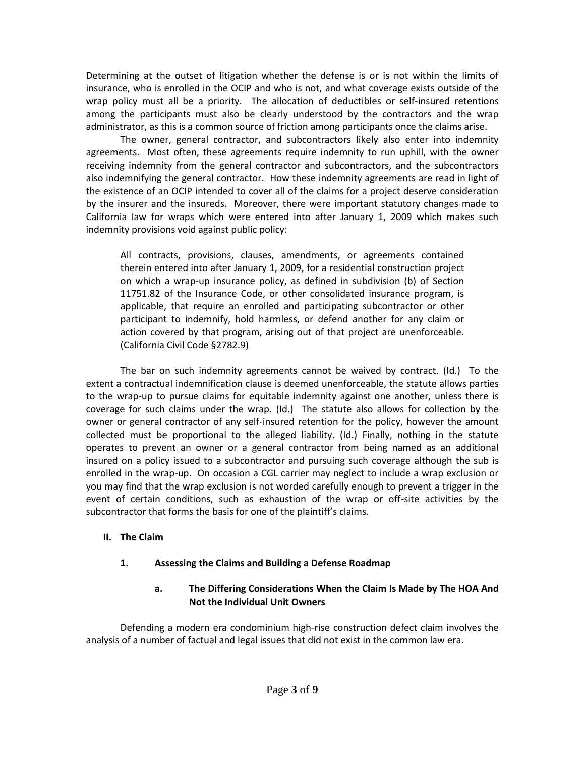Determining at the outset of litigation whether the defense is or is not within the limits of insurance, who is enrolled in the OCIP and who is not, and what coverage exists outside of the wrap policy must all be a priority. The allocation of deductibles or self-insured retentions among the participants must also be clearly understood by the contractors and the wrap administrator, as this is a common source of friction among participants once the claims arise.

The owner, general contractor, and subcontractors likely also enter into indemnity agreements. Most often, these agreements require indemnity to run uphill, with the owner receiving indemnity from the general contractor and subcontractors, and the subcontractors also indemnifying the general contractor. How these indemnity agreements are read in light of the existence of an OCIP intended to cover all of the claims for a project deserve consideration by the insurer and the insureds. Moreover, there were important statutory changes made to California law for wraps which were entered into after January 1, 2009 which makes such indemnity provisions void against public policy:

> All contracts, provisions, clauses, amendments, or agreements contained therein entered into after January 1, 2009, for a residential construction project on which a wrap-up insurance policy, as defined in subdivision (b) of Section 11751.82 of the Insurance Code, or other consolidated insurance program, is applicable, that require an enrolled and participating subcontractor or other participant to indemnify, hold harmless, or defend another for any claim or action covered by that program, arising out of that project are unenforceable. (California Civil Code §2782.9)

The bar on such indemnity agreements cannot be waived by contract. (Id.) To the extent a contractual indemnification clause is deemed unenforceable, the statute allows parties to the wrap-up to pursue claims for equitable indemnity against one another, unless there is coverage for such claims under the wrap. (Id.) The statute also allows for collection by the owner or general contractor of any self-insured retention for the policy, however the amount collected must be proportional to the alleged liability. (Id.) Finally, nothing in the statute operates to prevent an owner or a general contractor from being named as an additional insured on a policy issued to a subcontractor and pursuing such coverage although the sub is enrolled in the wrap-up. On occasion a CGL carrier may neglect to include a wrap exclusion or you may find that the wrap exclusion is not worded carefully enough to prevent a trigger in the event of certain conditions, such as exhaustion of the wrap or off-site activities by the subcontractor that forms the basis for one of the plaintiff's claims.

## II. The Claim

### 1. Assessing the Claims and Building a Defense Roadmap

#### a. The Differing Considerations When the Claim Is Made by The HOA And Not the Individual Unit Owners

Defending a modern era condominium high-rise construction defect claim involves the analysis of a number of factual and legal issues that did not exist in the common law era.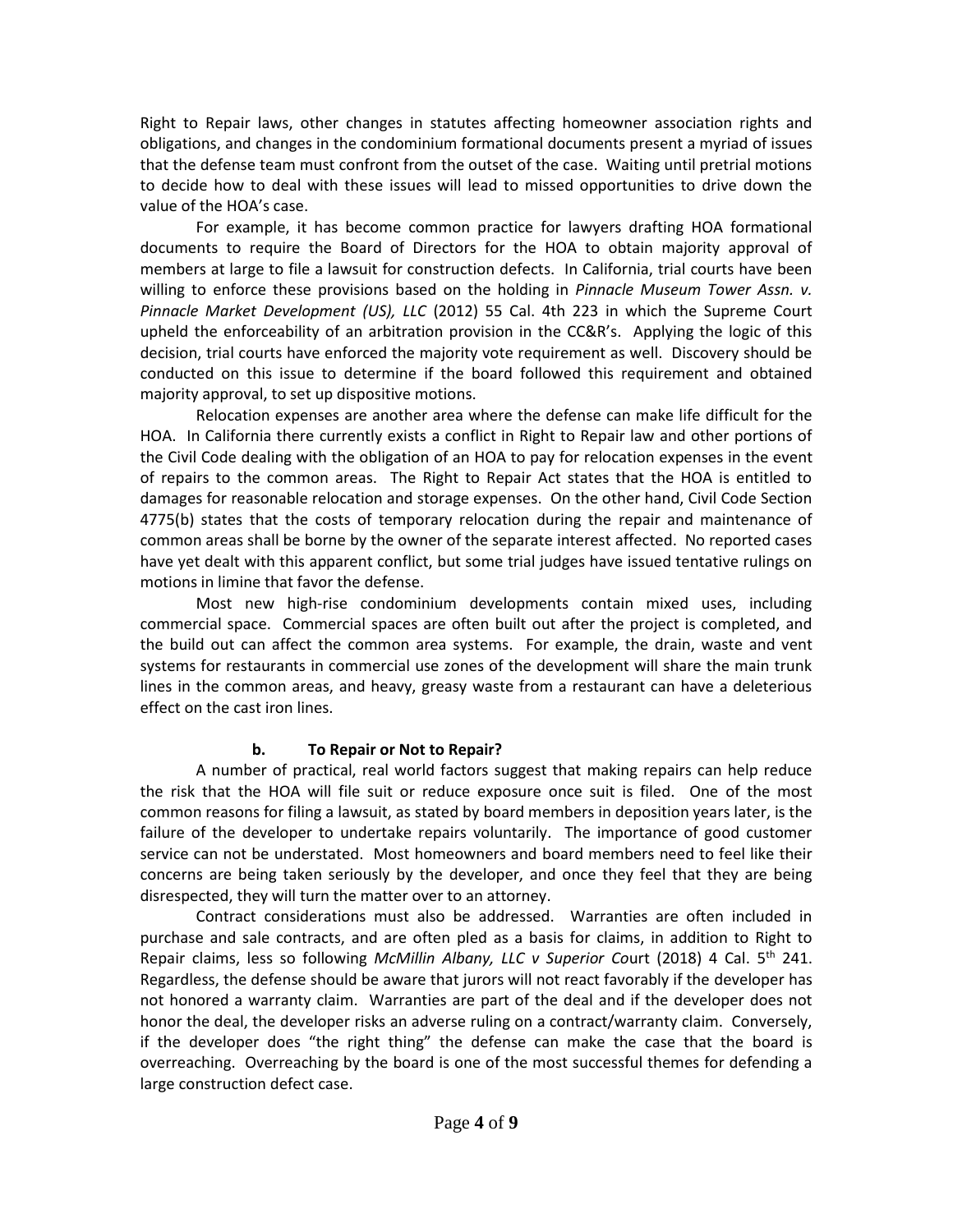Right to Repair laws, other changes in statutes affecting homeowner association rights and obligations, and changes in the condominium formational documents present a myriad of issues that the defense team must confront from the outset of the case. Waiting until pretrial motions to decide how to deal with these issues will lead to missed opportunities to drive down the value of the HOA's case.

For example, it has become common practice for lawyers drafting HOA formational documents to require the Board of Directors for the HOA to obtain majority approval of members at large to file a lawsuit for construction defects. In California, trial courts have been willing to enforce these provisions based on the holding in *Pinnacle Museum Tower Assn. v. Pinnacle Market Development (US), LLC* (2012) 55 Cal. 4th 223 in which the Supreme Court upheld the enforceability of an arbitration provision in the CC&R's. Applying the logic of this decision, trial courts have enforced the majority vote requirement as well. Discovery should be conducted on this issue to determine if the board followed this requirement and obtained majority approval, to set up dispositive motions.

Relocation expenses are another area where the defense can make life difficult for the HOA. In California there currently exists a conflict in Right to Repair law and other portions of the Civil Code dealing with the obligation of an HOA to pay for relocation expenses in the event of repairs to the common areas. The Right to Repair Act states that the HOA is entitled to damages for reasonable relocation and storage expenses. On the other hand, Civil Code Section 4775(b) states that the costs of temporary relocation during the repair and maintenance of common areas shall be borne by the owner of the separate interest affected. No reported cases have yet dealt with this apparent conflict, but some trial judges have issued tentative rulings on motions in limine that favor the defense.

Most new high-rise condominium developments contain mixed uses, including commercial space. Commercial spaces are often built out after the project is completed, and the build out can affect the common area systems. For example, the drain, waste and vent systems for restaurants in commercial use zones of the development will share the main trunk lines in the common areas, and heavy, greasy waste from a restaurant can have a deleterious effect on the cast iron lines.

### b. To Repair or Not to Repair?

A number of practical, real world factors suggest that making repairs can help reduce the risk that the HOA will file suit or reduce exposure once suit is filed. One of the most common reasons for filing a lawsuit, as stated by board members in deposition years later, is the failure of the developer to undertake repairs voluntarily. The importance of good customer service can not be understated. Most homeowners and board members need to feel like their concerns are being taken seriously by the developer, and once they feel that they are being disrespected, they will turn the matter over to an attorney.

Contract considerations must also be addressed. Warranties are often included in purchase and sale contracts, and are often pled as a basis for claims, in addition to Right to Repair claims, less so following *McMillin Albany, LLC v Superior Co*urt (2018) 4 Cal. 5th 241. Regardless, the defense should be aware that jurors will not react favorably if the developer has not honored a warranty claim. Warranties are part of the deal and if the developer does not honor the deal, the developer risks an adverse ruling on a contract/warranty claim. Conversely, if the developer does "the right thing" the defense can make the case that the board is overreaching. Overreaching by the board is one of the most successful themes for defending a large construction defect case.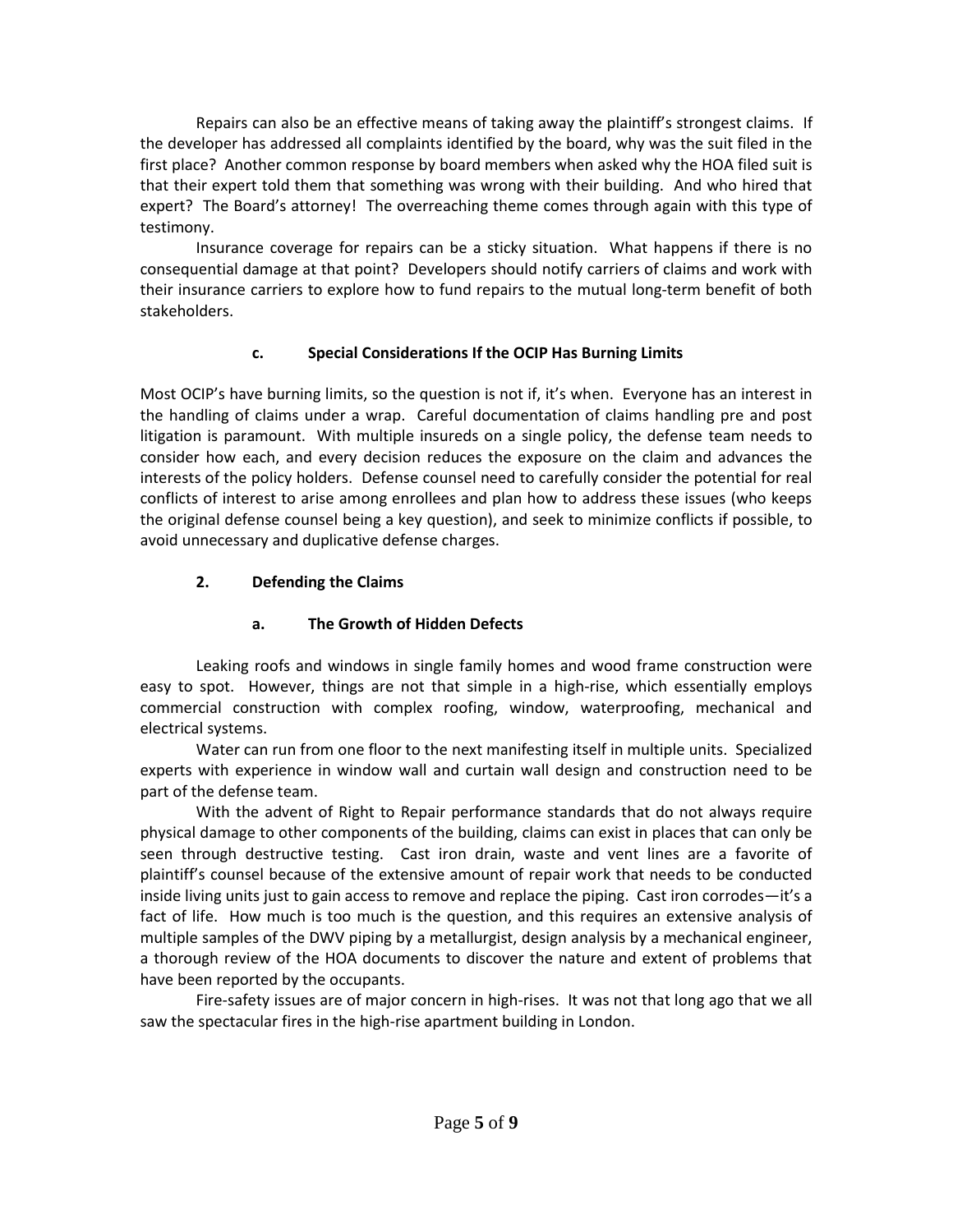Repairs can also be an effective means of taking away the plaintiff's strongest claims. If the developer has addressed all complaints identified by the board, why was the suit filed in the first place? Another common response by board members when asked why the HOA filed suit is that their expert told them that something was wrong with their building. And who hired that expert? The Board's attorney! The overreaching theme comes through again with this type of testimony.

Insurance coverage for repairs can be a sticky situation. What happens if there is no consequential damage at that point? Developers should notify carriers of claims and work with their insurance carriers to explore how to fund repairs to the mutual long-term benefit of both stakeholders.

#### c. Special Considerations If the OCIP Has Burning Limits

Most OCIP's have burning limits, so the question is not if, it's when. Everyone has an interest in the handling of claims under a wrap. Careful documentation of claims handling pre and post litigation is paramount. With multiple insureds on a single policy, the defense team needs to consider how each, and every decision reduces the exposure on the claim and advances the interests of the policy holders. Defense counsel need to carefully consider the potential for real conflicts of interest to arise among enrollees and plan how to address these issues (who keeps the original defense counsel being a key question), and seek to minimize conflicts if possible, to avoid unnecessary and duplicative defense charges.

### 2. Defending the Claims

#### a. The Growth of Hidden Defects

Leaking roofs and windows in single family homes and wood frame construction were easy to spot. However, things are not that simple in a high-rise, which essentially employs commercial construction with complex roofing, window, waterproofing, mechanical and electrical systems.

Water can run from one floor to the next manifesting itself in multiple units. Specialized experts with experience in window wall and curtain wall design and construction need to be part of the defense team.

With the advent of Right to Repair performance standards that do not always require physical damage to other components of the building, claims can exist in places that can only be seen through destructive testing. Cast iron drain, waste and vent lines are a favorite of plaintiff's counsel because of the extensive amount of repair work that needs to be conducted inside living units just to gain access to remove and replace the piping. Cast iron corrodes—it's a fact of life. How much is too much is the question, and this requires an extensive analysis of multiple samples of the DWV piping by a metallurgist, design analysis by a mechanical engineer, a thorough review of the HOA documents to discover the nature and extent of problems that have been reported by the occupants.

Fire-safety issues are of major concern in high-rises. It was not that long ago that we all saw the spectacular fires in the high-rise apartment building in London.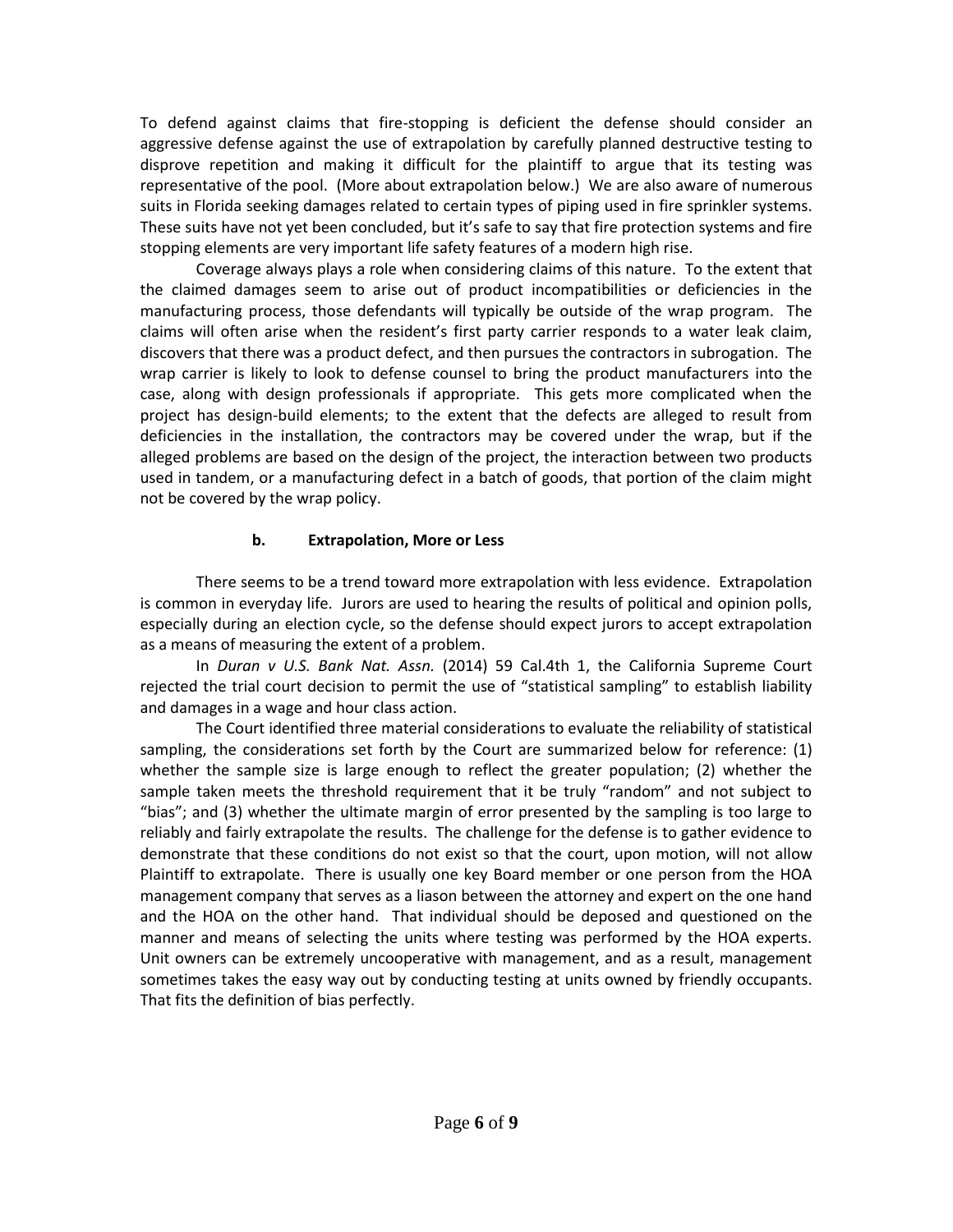To defend against claims that fire-stopping is deficient the defense should consider an aggressive defense against the use of extrapolation by carefully planned destructive testing to disprove repetition and making it difficult for the plaintiff to argue that its testing was representative of the pool. (More about extrapolation below.) We are also aware of numerous suits in Florida seeking damages related to certain types of piping used in fire sprinkler systems. These suits have not yet been concluded, but it's safe to say that fire protection systems and fire stopping elements are very important life safety features of a modern high rise.

Coverage always plays a role when considering claims of this nature. To the extent that the claimed damages seem to arise out of product incompatibilities or deficiencies in the manufacturing process, those defendants will typically be outside of the wrap program. The claims will often arise when the resident's first party carrier responds to a water leak claim, discovers that there was a product defect, and then pursues the contractors in subrogation. The wrap carrier is likely to look to defense counsel to bring the product manufacturers into the case, along with design professionals if appropriate. This gets more complicated when the project has design-build elements; to the extent that the defects are alleged to result from deficiencies in the installation, the contractors may be covered under the wrap, but if the alleged problems are based on the design of the project, the interaction between two products used in tandem, or a manufacturing defect in a batch of goods, that portion of the claim might not be covered by the wrap policy.

#### b. Extrapolation, More or Less

There seems to be a trend toward more extrapolation with less evidence. Extrapolation is common in everyday life. Jurors are used to hearing the results of political and opinion polls, especially during an election cycle, so the defense should expect jurors to accept extrapolation as a means of measuring the extent of a problem.

In *Duran v U.S. Bank Nat. Assn.* (2014) 59 Cal.4th 1, the California Supreme Court rejected the trial court decision to permit the use of "statistical sampling" to establish liability and damages in a wage and hour class action.

The Court identified three material considerations to evaluate the reliability of statistical sampling, the considerations set forth by the Court are summarized below for reference: (1) whether the sample size is large enough to reflect the greater population; (2) whether the sample taken meets the threshold requirement that it be truly "random" and not subject to "bias"; and (3) whether the ultimate margin of error presented by the sampling is too large to reliably and fairly extrapolate the results. The challenge for the defense is to gather evidence to demonstrate that these conditions do not exist so that the court, upon motion, will not allow Plaintiff to extrapolate. There is usually one key Board member or one person from the HOA management company that serves as a liason between the attorney and expert on the one hand and the HOA on the other hand. That individual should be deposed and questioned on the manner and means of selecting the units where testing was performed by the HOA experts. Unit owners can be extremely uncooperative with management, and as a result, management sometimes takes the easy way out by conducting testing at units owned by friendly occupants. That fits the definition of bias perfectly.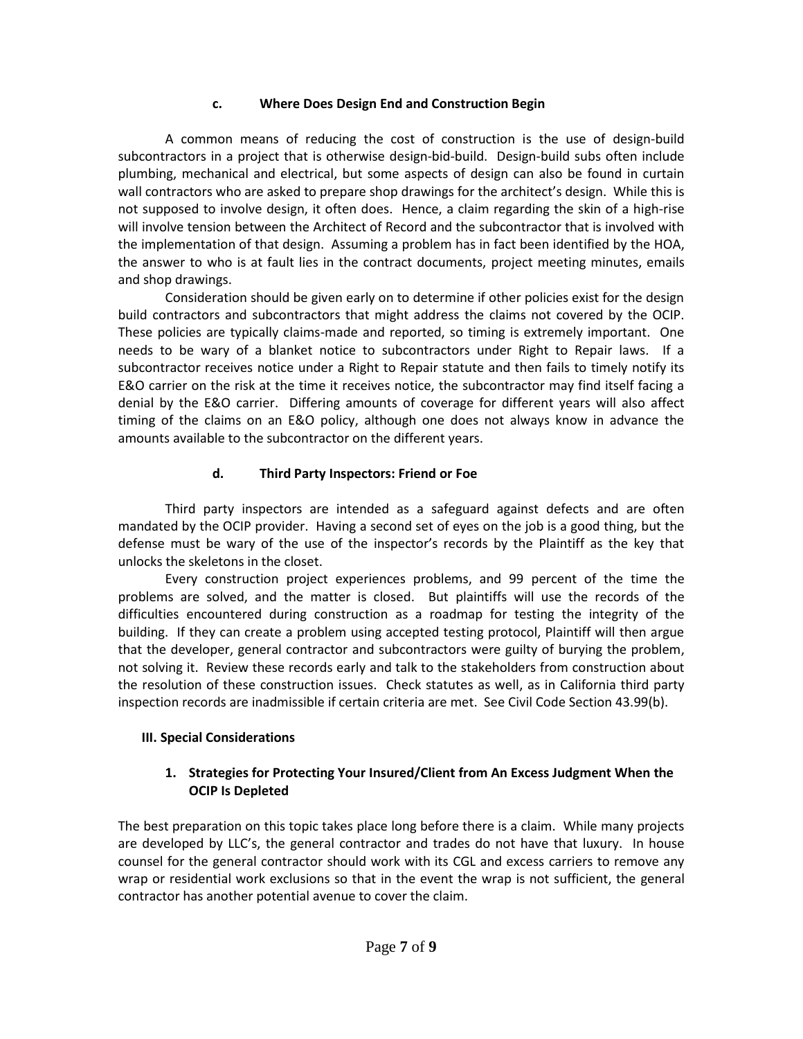#### c. Where Does Design End and Construction Begin

A common means of reducing the cost of construction is the use of design-build subcontractors in a project that is otherwise design-bid-build. Design-build subs often include plumbing, mechanical and electrical, but some aspects of design can also be found in curtain wall contractors who are asked to prepare shop drawings for the architect's design. While this is not supposed to involve design, it often does. Hence, a claim regarding the skin of a high-rise will involve tension between the Architect of Record and the subcontractor that is involved with the implementation of that design. Assuming a problem has in fact been identified by the HOA, the answer to who is at fault lies in the contract documents, project meeting minutes, emails and shop drawings.

Consideration should be given early on to determine if other policies exist for the design build contractors and subcontractors that might address the claims not covered by the OCIP. These policies are typically claims-made and reported, so timing is extremely important. One needs to be wary of a blanket notice to subcontractors under Right to Repair laws. If a subcontractor receives notice under a Right to Repair statute and then fails to timely notify its E&O carrier on the risk at the time it receives notice, the subcontractor may find itself facing a denial by the E&O carrier. Differing amounts of coverage for different years will also affect timing of the claims on an E&O policy, although one does not always know in advance the amounts available to the subcontractor on the different years.

#### d. Third Party Inspectors: Friend or Foe

Third party inspectors are intended as a safeguard against defects and are often mandated by the OCIP provider. Having a second set of eyes on the job is a good thing, but the defense must be wary of the use of the inspector's records by the Plaintiff as the key that unlocks the skeletons in the closet.

Every construction project experiences problems, and 99 percent of the time the problems are solved, and the matter is closed. But plaintiffs will use the records of the difficulties encountered during construction as a roadmap for testing the integrity of the building. If they can create a problem using accepted testing protocol, Plaintiff will then argue that the developer, general contractor and subcontractors were guilty of burying the problem, not solving it. Review these records early and talk to the stakeholders from construction about the resolution of these construction issues. Check statutes as well, as in California third party inspection records are inadmissible if certain criteria are met. See Civil Code Section 43.99(b).

## III. Special Considerations

### 1. Strategies for Protecting Your Insured/Client from An Excess Judgment When the OCIP Is Depleted

The best preparation on this topic takes place long before there is a claim. While many projects are developed by LLC's, the general contractor and trades do not have that luxury. In house counsel for the general contractor should work with its CGL and excess carriers to remove any wrap or residential work exclusions so that in the event the wrap is not sufficient, the general contractor has another potential avenue to cover the claim.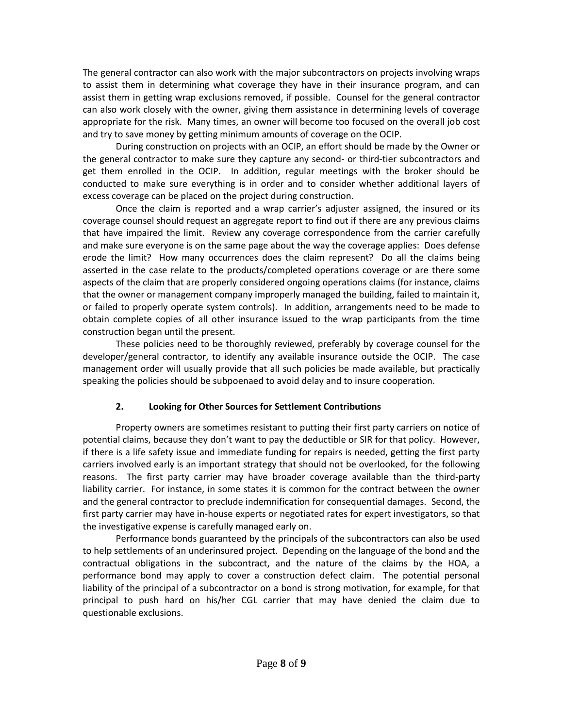The general contractor can also work with the major subcontractors on projects involving wraps to assist them in determining what coverage they have in their insurance program, and can assist them in getting wrap exclusions removed, if possible. Counsel for the general contractor can also work closely with the owner, giving them assistance in determining levels of coverage appropriate for the risk. Many times, an owner will become too focused on the overall job cost and try to save money by getting minimum amounts of coverage on the OCIP.

During construction on projects with an OCIP, an effort should be made by the Owner or the general contractor to make sure they capture any second- or third-tier subcontractors and get them enrolled in the OCIP. In addition, regular meetings with the broker should be conducted to make sure everything is in order and to consider whether additional layers of excess coverage can be placed on the project during construction.

Once the claim is reported and a wrap carrier's adjuster assigned, the insured or its coverage counsel should request an aggregate report to find out if there are any previous claims that have impaired the limit. Review any coverage correspondence from the carrier carefully and make sure everyone is on the same page about the way the coverage applies: Does defense erode the limit? How many occurrences does the claim represent? Do all the claims being asserted in the case relate to the products/completed operations coverage or are there some aspects of the claim that are properly considered ongoing operations claims (for instance, claims that the owner or management company improperly managed the building, failed to maintain it, or failed to properly operate system controls). In addition, arrangements need to be made to obtain complete copies of all other insurance issued to the wrap participants from the time construction began until the present.

These policies need to be thoroughly reviewed, preferably by coverage counsel for the developer/general contractor, to identify any available insurance outside the OCIP. The case management order will usually provide that all such policies be made available, but practically speaking the policies should be subpoenaed to avoid delay and to insure cooperation.

### 2. Looking for Other Sources for Settlement Contributions

Property owners are sometimes resistant to putting their first party carriers on notice of potential claims, because they don't want to pay the deductible or SIR for that policy. However, if there is a life safety issue and immediate funding for repairs is needed, getting the first party carriers involved early is an important strategy that should not be overlooked, for the following reasons. The first party carrier may have broader coverage available than the third-party liability carrier. For instance, in some states it is common for the contract between the owner and the general contractor to preclude indemnification for consequential damages. Second, the first party carrier may have in-house experts or negotiated rates for expert investigators, so that the investigative expense is carefully managed early on.

Performance bonds guaranteed by the principals of the subcontractors can also be used to help settlements of an underinsured project. Depending on the language of the bond and the contractual obligations in the subcontract, and the nature of the claims by the HOA, a performance bond may apply to cover a construction defect claim. The potential personal liability of the principal of a subcontractor on a bond is strong motivation, for example, for that principal to push hard on his/her CGL carrier that may have denied the claim due to questionable exclusions.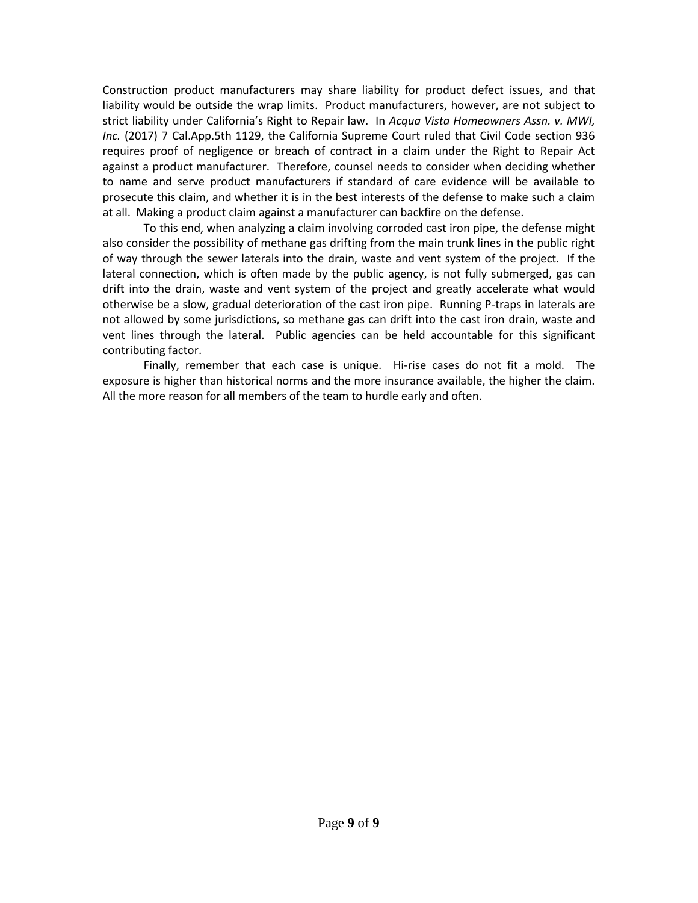Construction product manufacturers may share liability for product defect issues, and that liability would be outside the wrap limits. Product manufacturers, however, are not subject to strict liability under California's Right to Repair law. In *Acqua Vista Homeowners Assn. v. MWI, Inc.* (2017) 7 Cal.App.5th 1129, the California Supreme Court ruled that Civil Code section 936 requires proof of negligence or breach of contract in a claim under the Right to Repair Act against a product manufacturer. Therefore, counsel needs to consider when deciding whether to name and serve product manufacturers if standard of care evidence will be available to prosecute this claim, and whether it is in the best interests of the defense to make such a claim at all. Making a product claim against a manufacturer can backfire on the defense.

To this end, when analyzing a claim involving corroded cast iron pipe, the defense might also consider the possibility of methane gas drifting from the main trunk lines in the public right of way through the sewer laterals into the drain, waste and vent system of the project. If the lateral connection, which is often made by the public agency, is not fully submerged, gas can drift into the drain, waste and vent system of the project and greatly accelerate what would otherwise be a slow, gradual deterioration of the cast iron pipe. Running P-traps in laterals are not allowed by some jurisdictions, so methane gas can drift into the cast iron drain, waste and vent lines through the lateral. Public agencies can be held accountable for this significant contributing factor.

Finally, remember that each case is unique. Hi-rise cases do not fit a mold. The exposure is higher than historical norms and the more insurance available, the higher the claim. All the more reason for all members of the team to hurdle early and often.